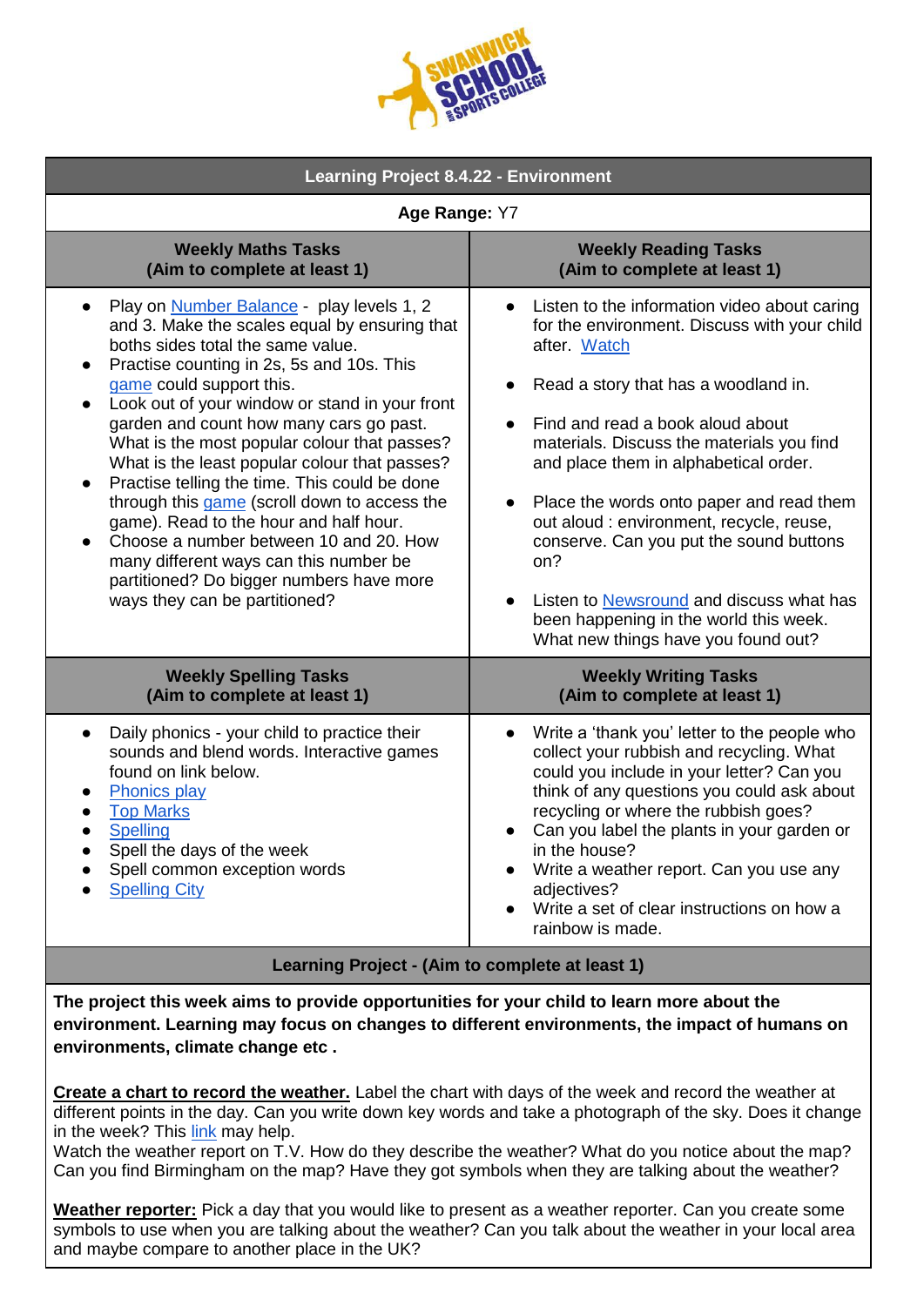# Learning Project 8.4.22 - Environment

**Age Range:** Y7

| **Weekly Maths Tasks (Aim to complete at least 1)** | **Weekly Reading Tasks (Aim to complete at least 1)** |
| --- | --- |
| • Play on Number Balance - play levels 1, 2 and 3. Make the scales equal by ensuring that boths sides total the same value.<br>• Practise counting in 2s, 5s and 10s. This game could support this.<br>• Look out of your window or stand in your front garden and count how many cars go past. What is the most popular colour that passes? What is the least popular colour that passes?<br>• Practise telling the time. This could be done through this game (scroll down to access the game). Read to the hour and half hour.<br>• Choose a number between 10 and 20. How many different ways can this number be partitioned? Do bigger numbers have more ways they can be partitioned? | • Listen to the information video about caring for the environment. Discuss with your child after. Watch<br>• Read a story that has a woodland in.<br>• Find and read a book aloud about materials. Discuss the materials you find and place them in alphabetical order.<br>• Place the words onto paper and read them out aloud : environment, recycle, reuse, conserve. Can you put the sound buttons on?<br>• Listen to Newsround and discuss what has been happening in the world this week. What new things have you found out? |
| **Weekly Spelling Tasks (Aim to complete at least 1)** | **Weekly Writing Tasks (Aim to complete at least 1)** |
| • Daily phonics - your child to practice their sounds and blend words. Interactive games found on link below.<br>• Phonics play<br>• Top Marks<br>• Spelling<br>• Spell the days of the week<br>• Spell common exception words<br>• Spelling City | • Write a 'thank you' letter to the people who collect your rubbish and recycling. What could you include in your letter? Can you think of any questions you could ask about recycling or where the rubbish goes?<br>• Can you label the plants in your garden or in the house?<br>• Write a weather report. Can you use any adjectives?<br>• Write a set of clear instructions on how a rainbow is made. |

## Learning Project - (Aim to complete at least 1)

**The project this week aims to provide opportunities for your child to learn more about the environment. Learning may focus on changes to different environments, the impact of humans on environments, climate change etc .**

**Create a chart to record the weather.** Label the chart with days of the week and record the weather at different points in the day. Can you write down key words and take a photograph of the sky. Does it change in the week? This link may help.
Watch the weather report on T.V. How do they describe the weather? What do you notice about the map? Can you find Birmingham on the map? Have they got symbols when they are talking about the weather?

**Weather reporter:** Pick a day that you would like to present as a weather reporter. Can you create some symbols to use when you are talking about the weather? Can you talk about the weather in your local area and maybe compare to another place in the UK?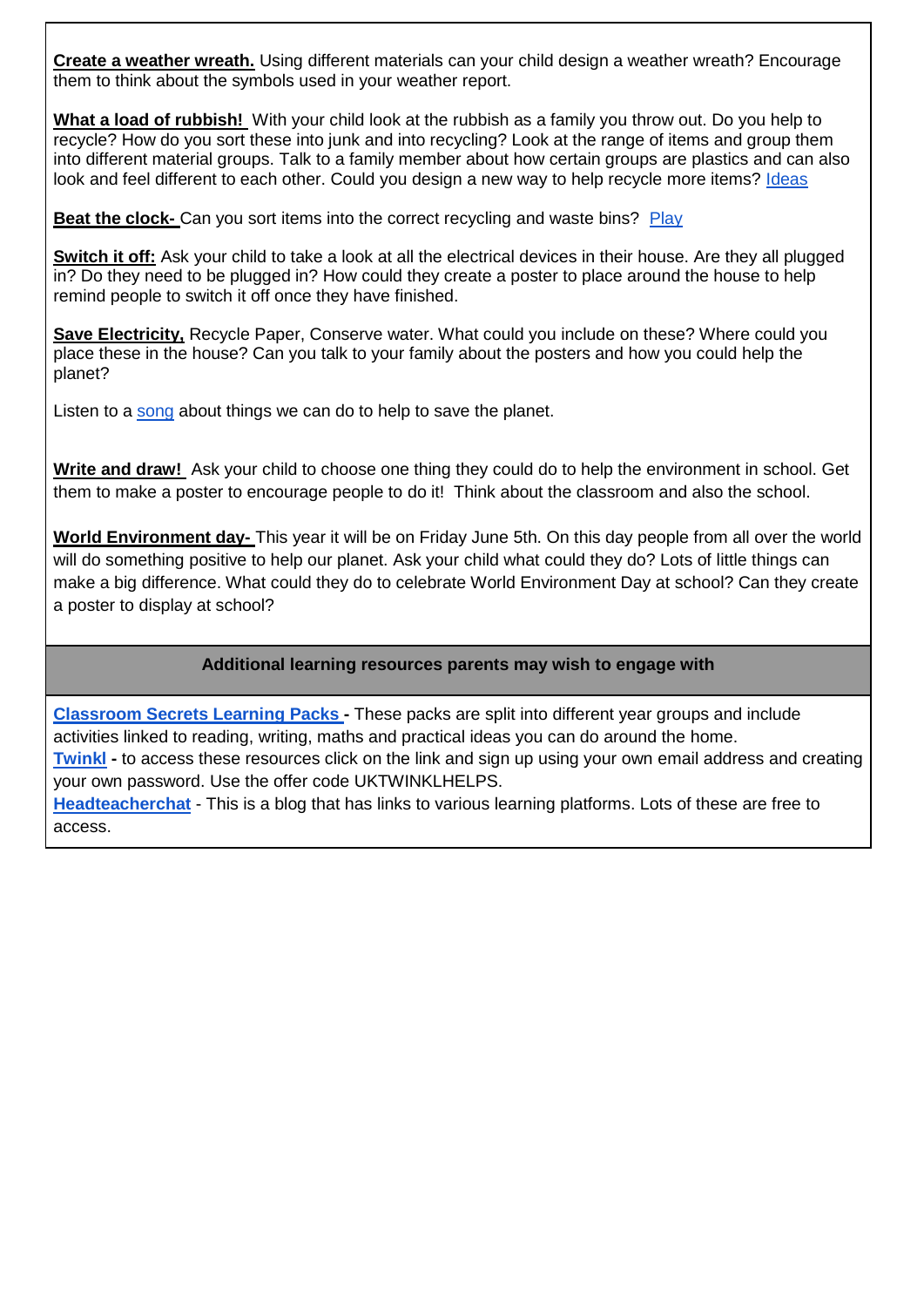**Create a weather wreath.** Using different materials can your child design a weather wreath? Encourage them to think about the symbols used in your weather report.

**What a load of rubbish!** With your child look at the rubbish as a family you throw out. Do you help to recycle? How do you sort these into junk and into recycling? Look at the range of items and group them into different material groups. Talk to a family member about how certain groups are plastics and can also look and feel different to each other. Could you design a new way to help recycle more items? Ideas

**Beat the clock-** Can you sort items into the correct recycling and waste bins? Play

**Switch it off:** Ask your child to take a look at all the electrical devices in their house. Are they all plugged in? Do they need to be plugged in? How could they create a poster to place around the house to help remind people to switch it off once they have finished.

**Save Electricity,** Recycle Paper, Conserve water. What could you include on these? Where could you place these in the house? Can you talk to your family about the posters and how you could help the planet?

Listen to a song about things we can do to help to save the planet.

**Write and draw!** Ask your child to choose one thing they could do to help the environment in school. Get them to make a poster to encourage people to do it! Think about the classroom and also the school.

**World Environment day-** This year it will be on Friday June 5th. On this day people from all over the world will do something positive to help our planet. Ask your child what could they do? Lots of little things can make a big difference. What could they do to celebrate World Environment Day at school? Can they create a poster to display at school?

**Additional learning resources parents may wish to engage with**

**Classroom Secrets Learning Packs -** These packs are split into different year groups and include activities linked to reading, writing, maths and practical ideas you can do around the home.
**Twinkl -** to access these resources click on the link and sign up using your own email address and creating your own password. Use the offer code UKTWINKLHELPS.
**Headteacherchat** - This is a blog that has links to various learning platforms. Lots of these are free to access.